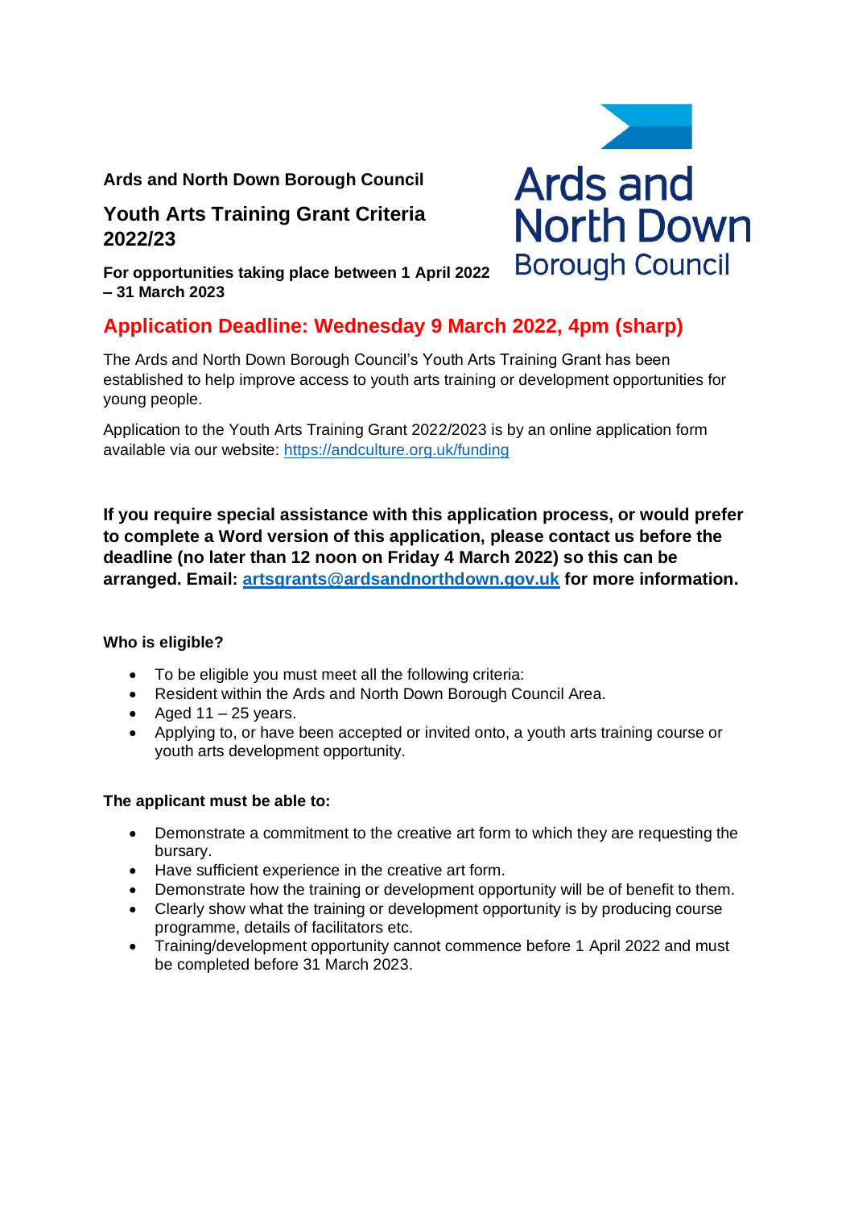**Ards and North Down Borough Council**

# Youth Arts Training Grant Criteria 2022/23

**For opportunities taking place between 1 April 2022 – 31 March 2023**

## Application Deadline: Wednesday 9 March 2022, 4pm (sharp)

The Ards and North Down Borough Council's Youth Arts Training Grant has been established to help improve access to youth arts training or development opportunities for young people.

Application to the Youth Arts Training Grant 2022/2023 is by an online application form available via our website: https://andculture.org.uk/funding

**If you require special assistance with this application process, or would prefer to complete a Word version of this application, please contact us before the deadline (no later than 12 noon on Friday 4 March 2022) so this can be arranged. Email: artsgrants@ardsandnorthdown.gov.uk for more information.**

### Who is eligible?

- To be eligible you must meet all the following criteria:
- Resident within the Ards and North Down Borough Council Area.
- Aged 11 – 25 years.
- Applying to, or have been accepted or invited onto, a youth arts training course or youth arts development opportunity.

### The applicant must be able to:

- Demonstrate a commitment to the creative art form to which they are requesting the bursary.
- Have sufficient experience in the creative art form.
- Demonstrate how the training or development opportunity will be of benefit to them.
- Clearly show what the training or development opportunity is by producing course programme, details of facilitators etc.
- Training/development opportunity cannot commence before 1 April 2022 and must be completed before 31 March 2023.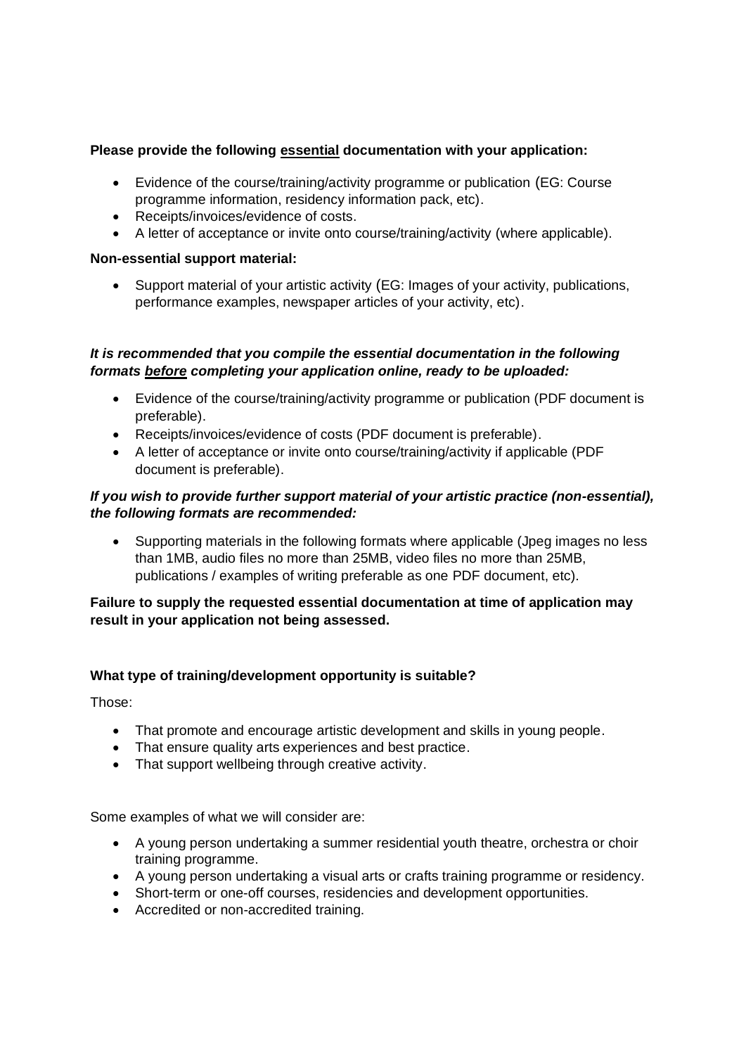**Please provide the following <u>essential</u> documentation with your application:**

- Evidence of the course/training/activity programme or publication (EG: Course programme information, residency information pack, etc).
- Receipts/invoices/evidence of costs.
- A letter of acceptance or invite onto course/training/activity (where applicable).

**Non-essential support material:**

- Support material of your artistic activity (EG: Images of your activity, publications, performance examples, newspaper articles of your activity, etc).

***It is recommended that you compile the essential documentation in the following formats <u>before</u> completing your application online, ready to be uploaded:***

- Evidence of the course/training/activity programme or publication (PDF document is preferable).
- Receipts/invoices/evidence of costs (PDF document is preferable).
- A letter of acceptance or invite onto course/training/activity if applicable (PDF document is preferable).

***If you wish to provide further support material of your artistic practice (non-essential), the following formats are recommended:***

- Supporting materials in the following formats where applicable (Jpeg images no less than 1MB, audio files no more than 25MB, video files no more than 25MB, publications / examples of writing preferable as one PDF document, etc).

**Failure to supply the requested essential documentation at time of application may result in your application not being assessed.**

**What type of training/development opportunity is suitable?**

Those:

- That promote and encourage artistic development and skills in young people.
- That ensure quality arts experiences and best practice.
- That support wellbeing through creative activity.

Some examples of what we will consider are:

- A young person undertaking a summer residential youth theatre, orchestra or choir training programme.
- A young person undertaking a visual arts or crafts training programme or residency.
- Short-term or one-off courses, residencies and development opportunities.
- Accredited or non-accredited training.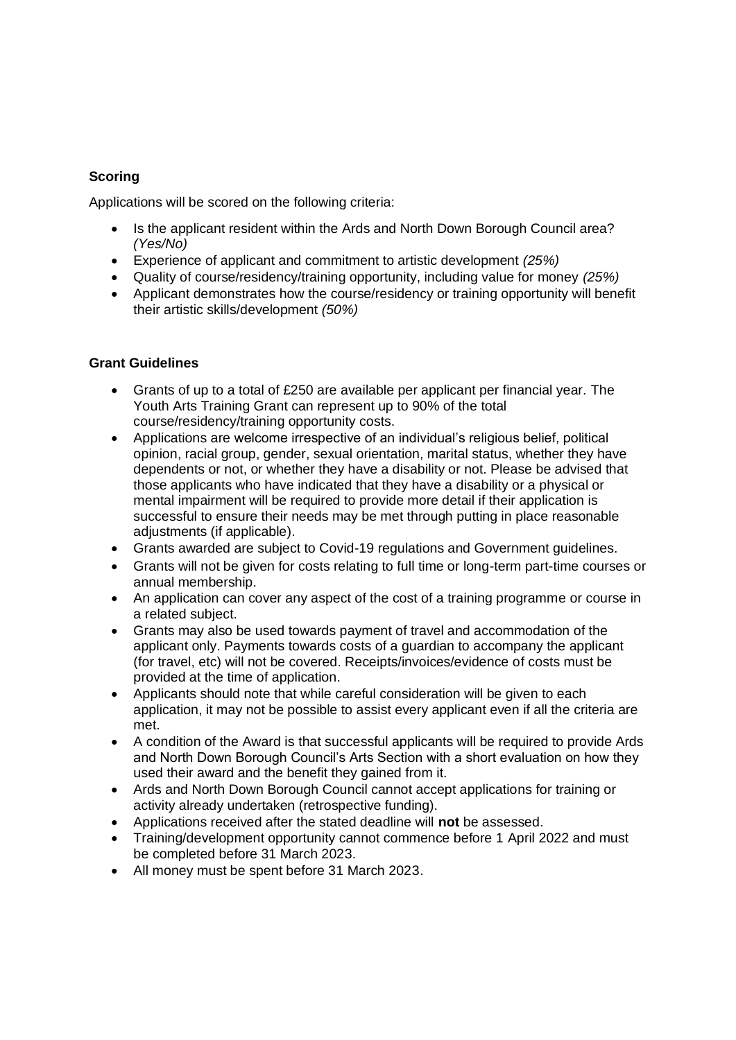**Scoring**

Applications will be scored on the following criteria:

- Is the applicant resident within the Ards and North Down Borough Council area? *(Yes/No)*
- Experience of applicant and commitment to artistic development *(25%)*
- Quality of course/residency/training opportunity, including value for money *(25%)*
- Applicant demonstrates how the course/residency or training opportunity will benefit their artistic skills/development *(50%)*

**Grant Guidelines**

- Grants of up to a total of £250 are available per applicant per financial year. The Youth Arts Training Grant can represent up to 90% of the total course/residency/training opportunity costs.
- Applications are welcome irrespective of an individual's religious belief, political opinion, racial group, gender, sexual orientation, marital status, whether they have dependents or not, or whether they have a disability or not. Please be advised that those applicants who have indicated that they have a disability or a physical or mental impairment will be required to provide more detail if their application is successful to ensure their needs may be met through putting in place reasonable adjustments (if applicable).
- Grants awarded are subject to Covid-19 regulations and Government guidelines.
- Grants will not be given for costs relating to full time or long-term part-time courses or annual membership.
- An application can cover any aspect of the cost of a training programme or course in a related subject.
- Grants may also be used towards payment of travel and accommodation of the applicant only. Payments towards costs of a guardian to accompany the applicant (for travel, etc) will not be covered. Receipts/invoices/evidence of costs must be provided at the time of application.
- Applicants should note that while careful consideration will be given to each application, it may not be possible to assist every applicant even if all the criteria are met.
- A condition of the Award is that successful applicants will be required to provide Ards and North Down Borough Council's Arts Section with a short evaluation on how they used their award and the benefit they gained from it.
- Ards and North Down Borough Council cannot accept applications for training or activity already undertaken (retrospective funding).
- Applications received after the stated deadline will **not** be assessed.
- Training/development opportunity cannot commence before 1 April 2022 and must be completed before 31 March 2023.
- All money must be spent before 31 March 2023.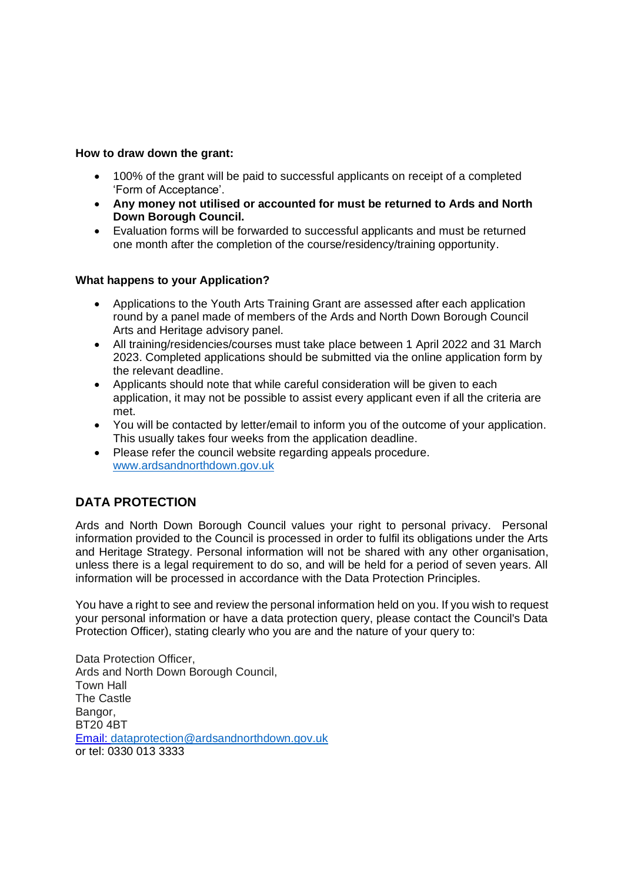**How to draw down the grant:**

- 100% of the grant will be paid to successful applicants on receipt of a completed 'Form of Acceptance'.
- **Any money not utilised or accounted for must be returned to Ards and North Down Borough Council.**
- Evaluation forms will be forwarded to successful applicants and must be returned one month after the completion of the course/residency/training opportunity.

**What happens to your Application?**

- Applications to the Youth Arts Training Grant are assessed after each application round by a panel made of members of the Ards and North Down Borough Council Arts and Heritage advisory panel.
- All training/residencies/courses must take place between 1 April 2022 and 31 March 2023. Completed applications should be submitted via the online application form by the relevant deadline.
- Applicants should note that while careful consideration will be given to each application, it may not be possible to assist every applicant even if all the criteria are met.
- You will be contacted by letter/email to inform you of the outcome of your application. This usually takes four weeks from the application deadline.
- Please refer the council website regarding appeals procedure. www.ardsandnorthdown.gov.uk

## DATA PROTECTION

Ards and North Down Borough Council values your right to personal privacy. Personal information provided to the Council is processed in order to fulfil its obligations under the Arts and Heritage Strategy. Personal information will not be shared with any other organisation, unless there is a legal requirement to do so, and will be held for a period of seven years. All information will be processed in accordance with the Data Protection Principles.

You have a right to see and review the personal information held on you. If you wish to request your personal information or have a data protection query, please contact the Council's Data Protection Officer), stating clearly who you are and the nature of your query to:

Data Protection Officer,
Ards and North Down Borough Council,
Town Hall
The Castle
Bangor,
BT20 4BT
Email: dataprotection@ardsandnorthdown.gov.uk
or tel: 0330 013 3333